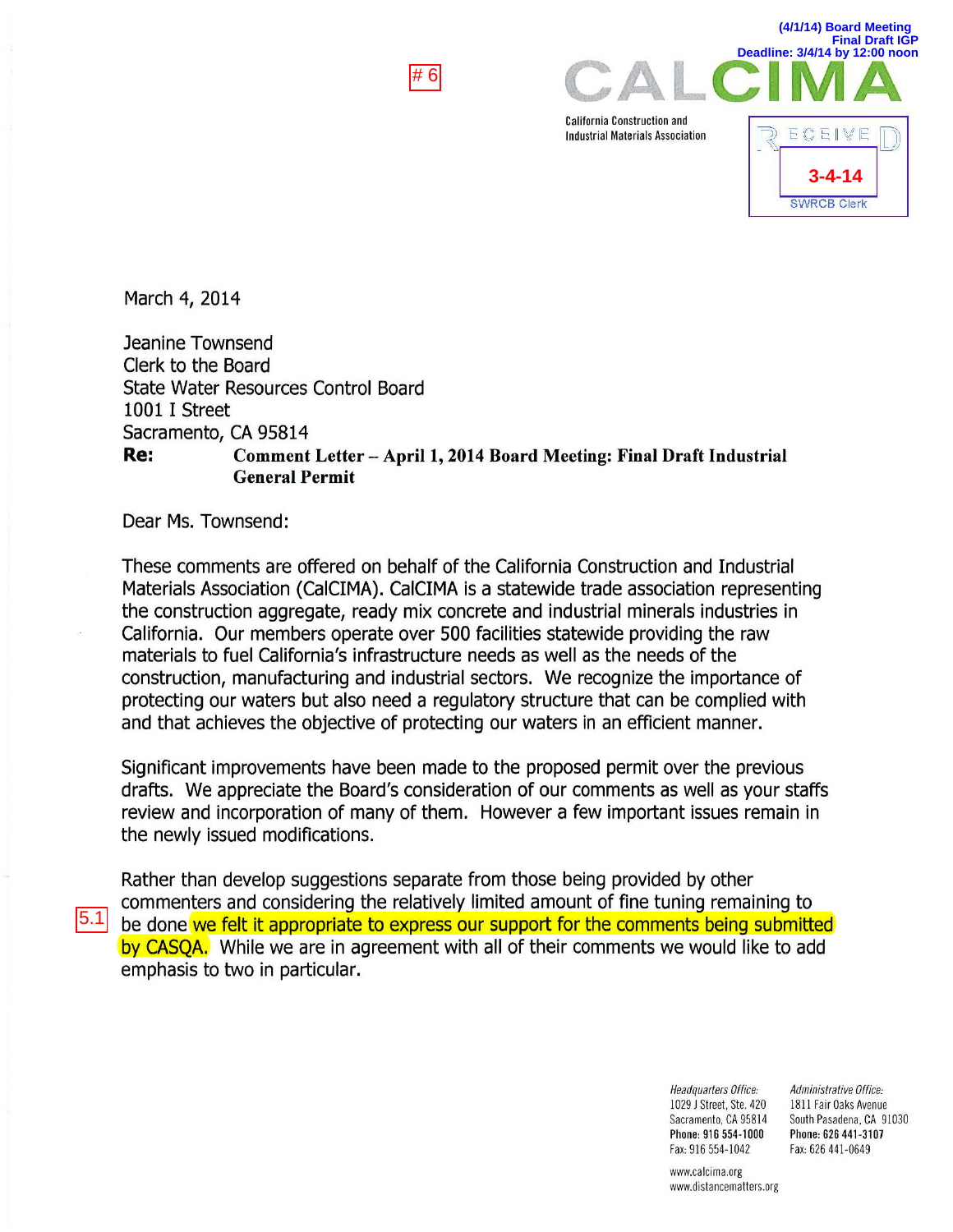(4/1/14) Board Meeting
Final Draft IGP
Deadline: 3/4/14 by 12:00 noon

# 6

CALCIMA

California Construction and Industrial Materials Association

RECEIVED
3-4-14
SWRCB Clerk

March 4, 2014

Jeanine Townsend
Clerk to the Board
State Water Resources Control Board
1001 I Street
Sacramento, CA 95814

**Re: Comment Letter – April 1, 2014 Board Meeting: Final Draft Industrial General Permit**

Dear Ms. Townsend:

These comments are offered on behalf of the California Construction and Industrial Materials Association (CalCIMA). CalCIMA is a statewide trade association representing the construction aggregate, ready mix concrete and industrial minerals industries in California. Our members operate over 500 facilities statewide providing the raw materials to fuel California's infrastructure needs as well as the needs of the construction, manufacturing and industrial sectors. We recognize the importance of protecting our waters but also need a regulatory structure that can be complied with and that achieves the objective of protecting our waters in an efficient manner.

Significant improvements have been made to the proposed permit over the previous drafts. We appreciate the Board's consideration of our comments as well as your staffs review and incorporation of many of them. However a few important issues remain in the newly issued modifications.

5.1 Rather than develop suggestions separate from those being provided by other commenters and considering the relatively limited amount of fine tuning remaining to be done we felt it appropriate to express our support for the comments being submitted by CASQA. While we are in agreement with all of their comments we would like to add emphasis to two in particular.

*Headquarters Office:*
1029 J Street, Ste. 420
Sacramento, CA 95814
**Phone: 916 554-1000**
Fax: 916 554-1042

*Administrative Office:*
1811 Fair Oaks Avenue
South Pasadena, CA 91030
**Phone: 626 441-3107**
Fax: 626 441-0649

www.calcima.org
www.distancematters.org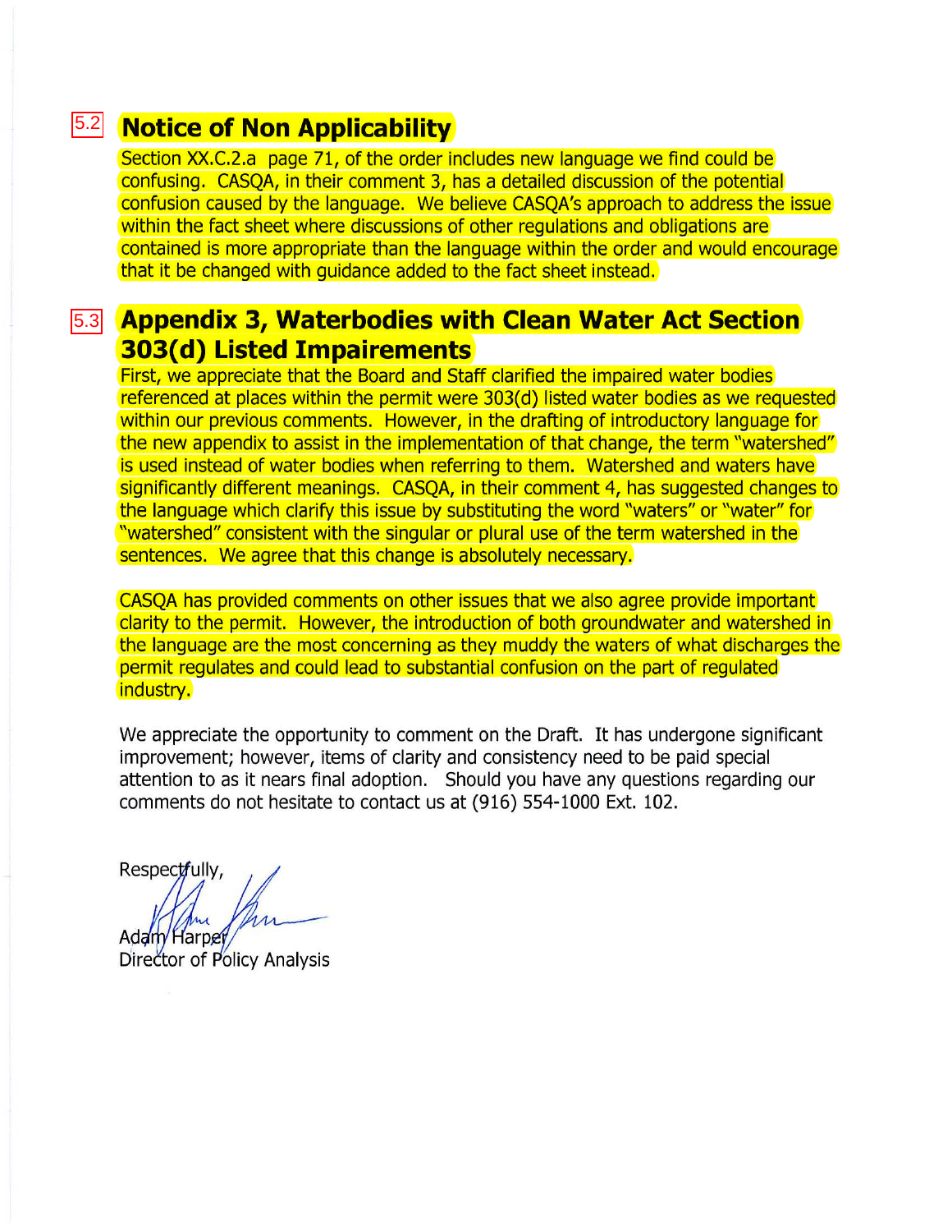5.2

## Notice of Non Applicability

Section XX.C.2.a page 71, of the order includes new language we find could be confusing. CASQA, in their comment 3, has a detailed discussion of the potential confusion caused by the language. We believe CASQA's approach to address the issue within the fact sheet where discussions of other regulations and obligations are contained is more appropriate than the language within the order and would encourage that it be changed with guidance added to the fact sheet instead.

5.3

## Appendix 3, Waterbodies with Clean Water Act Section 303(d) Listed Impairements

First, we appreciate that the Board and Staff clarified the impaired water bodies referenced at places within the permit were 303(d) listed water bodies as we requested within our previous comments. However, in the drafting of introductory language for the new appendix to assist in the implementation of that change, the term "watershed" is used instead of water bodies when referring to them. Watershed and waters have significantly different meanings. CASQA, in their comment 4, has suggested changes to the language which clarify this issue by substituting the word "waters" or "water" for "watershed" consistent with the singular or plural use of the term watershed in the sentences. We agree that this change is absolutely necessary.

CASQA has provided comments on other issues that we also agree provide important clarity to the permit. However, the introduction of both groundwater and watershed in the language are the most concerning as they muddy the waters of what discharges the permit regulates and could lead to substantial confusion on the part of regulated industry.

We appreciate the opportunity to comment on the Draft. It has undergone significant improvement; however, items of clarity and consistency need to be paid special attention to as it nears final adoption. Should you have any questions regarding our comments do not hesitate to contact us at (916) 554-1000 Ext. 102.

Respectfully,

Adam Harper
Director of Policy Analysis